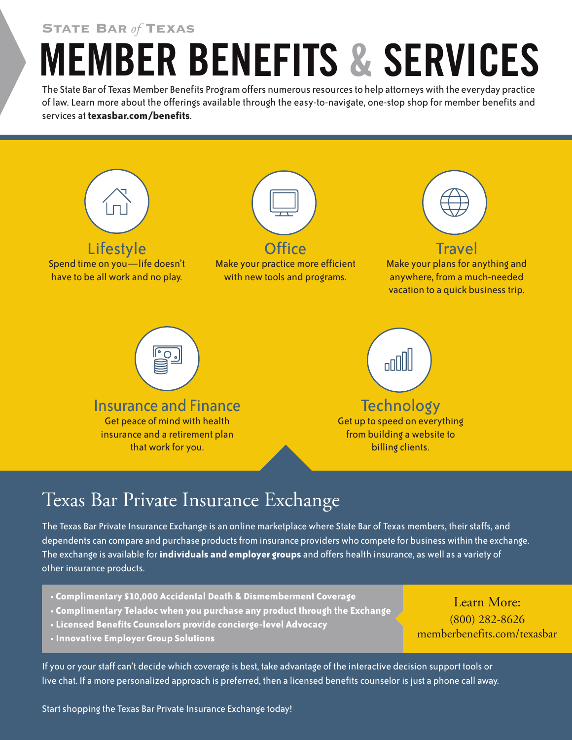STATE BAR *of* TEXAS

# MEMBER BENEFITS & SERVICES

The State Bar of Texas Member Benefits Program offers numerous resources to help attorneys with the everyday practice of law. Learn more about the offerings available through the easy-to-navigate, one-stop shop for member benefits and services at **texasbar.com/benefits**.

### Lifestyle

Spend time on you—life doesn't have to be all work and no play.

### Office

Make your practice more efficient with new tools and programs.

### Travel

Make your plans for anything and anywhere, from a much-needed vacation to a quick business trip.

### Insurance and Finance

Get peace of mind with health insurance and a retirement plan that work for you.

### Technology

Get up to speed on everything from building a website to billing clients.

## Texas Bar Private Insurance Exchange

The Texas Bar Private Insurance Exchange is an online marketplace where State Bar of Texas members, their staffs, and dependents can compare and purchase products from insurance providers who compete for business within the exchange. The exchange is available for **individuals and employer groups** and offers health insurance, as well as a variety of other insurance products.

- **Complimentary $10,000 Accidental Death & Dismemberment Coverage**
- **Complimentary Teladoc when you purchase any product through the Exchange**
- **Licensed Benefits Counselors provide concierge-level Advocacy**
- **Innovative Employer Group Solutions**

Learn More:
(800) 282-8626
memberbenefits.com/texasbar

If you or your staff can't decide which coverage is best, take advantage of the interactive decision support tools or live chat. If a more personalized approach is preferred, then a licensed benefits counselor is just a phone call away.

Start shopping the Texas Bar Private Insurance Exchange today!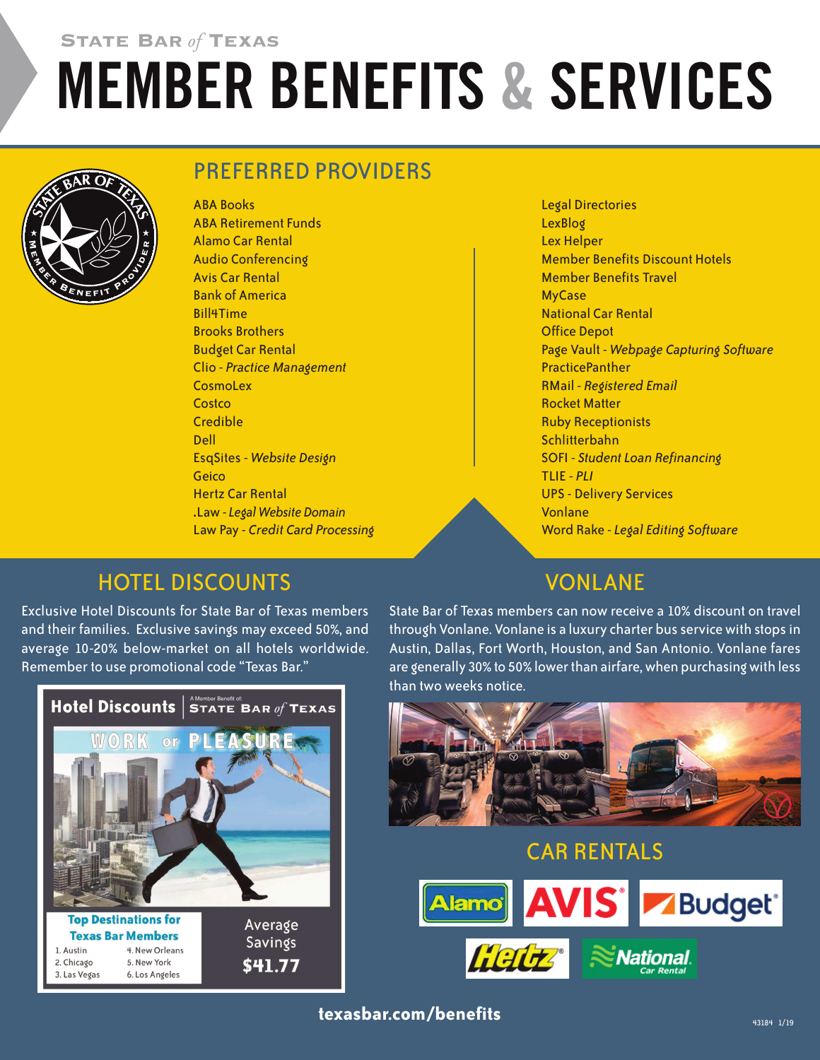STATE BAR *of* TEXAS

# MEMBER BENEFITS & SERVICES

## PREFERRED PROVIDERS

- ABA Books
- ABA Retirement Funds
- Alamo Car Rental
- Audio Conferencing
- Avis Car Rental
- Bank of America
- Bill4Time
- Brooks Brothers
- Budget Car Rental
- Clio - *Practice Management*
- CosmoLex
- Costco
- Credible
- Dell
- EsqSites - *Website Design*
- Geico
- Hertz Car Rental
- .Law - *Legal Website Domain*
- Law Pay - *Credit Card Processing*
- Legal Directories
- LexBlog
- Lex Helper
- Member Benefits Discount Hotels
- Member Benefits Travel
- MyCase
- National Car Rental
- Office Depot
- Page Vault - *Webpage Capturing Software*
- PracticePanther
- RMail - *Registered Email*
- Rocket Matter
- Ruby Receptionists
- Schlitterbahn
- SOFI - *Student Loan Refinancing*
- TLIE - *PLI*
- UPS - Delivery Services
- Vonlane
- Word Rake - *Legal Editing Software*

## HOTEL DISCOUNTS

Exclusive Hotel Discounts for State Bar of Texas members and their families. Exclusive savings may exceed 50%, and average 10-20% below-market on all hotels worldwide. Remember to use promotional code "Texas Bar."

**Hotel Discounts** | A Member Benefit of: STATE BAR *of* TEXAS

WORK or PLEASURE

**Top Destinations for Texas Bar Members**

1. Austin
2. Chicago
3. Las Vegas
4. New Orleans
5. New York
6. Los Angeles

Average Savings **$41.77**

## VONLANE

State Bar of Texas members can now receive a 10% discount on travel through Vonlane. Vonlane is a luxury charter bus service with stops in Austin, Dallas, Fort Worth, Houston, and San Antonio. Vonlane fares are generally 30% to 50% lower than airfare, when purchasing with less than two weeks notice.

## CAR RENTALS

Alamo | AVIS | Budget | Hertz | National Car Rental

**texasbar.com/benefits**

43184 1/19